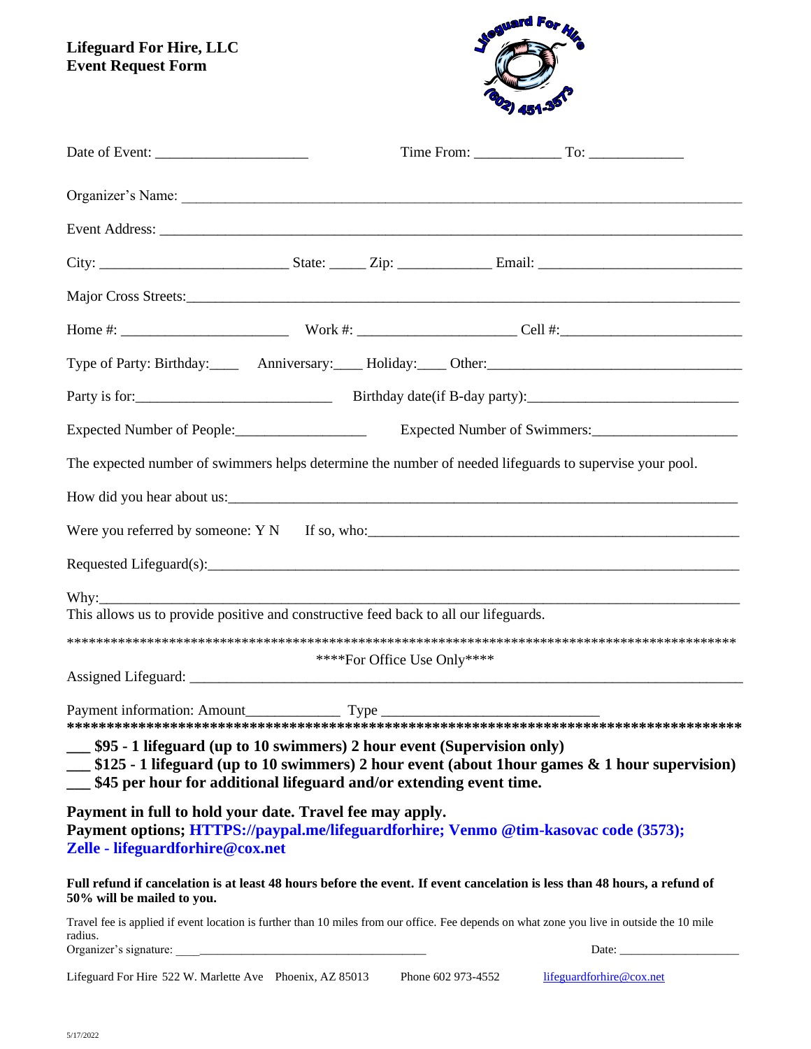**Lifeguard For Hire, LLC**
**Event Request Form**

Lifeguard For Hire (602) 451-3573

Date of Event: ____________________ Time From: ___________ To: ____________

Organizer's Name: ______________________________________________________________________

Event Address: __________________________________________________________________________

City: ________________________ State: _____ Zip: ____________ Email: __________________________

Major Cross Streets: ______________________________________________________________________

Home #: ______________________ Work #: ____________________ Cell #: _______________________

Type of Party: Birthday:____ Anniversary:____ Holiday:____ Other: _________________________________

Party is for: _________________________ Birthday date(if B-day party): ___________________________

Expected Number of People: _________________ Expected Number of Swimmers: __________________

The expected number of swimmers helps determine the number of needed lifeguards to supervise your pool.

How did you hear about us: _________________________________________________________________

Were you referred by someone: Y N If so, who: _________________________________________________

Requested Lifeguard(s): ____________________________________________________________________

Why: ___________________________________________________________________________________

This allows us to provide positive and constructive feed back to all our lifeguards.

*********************************************************************************************

****For Office Use Only****

Assigned Lifeguard: _______________________________________________________________________

Payment information: Amount____________ Type ____________________________

*********************************************************************************************

**___ $95 - 1 lifeguard (up to 10 swimmers) 2 hour event (Supervision only)**
**___ $125 - 1 lifeguard (up to 10 swimmers) 2 hour event (about 1hour games & 1 hour supervision)**
**___ $45 per hour for additional lifeguard and/or extending event time.**

**Payment in full to hold your date. Travel fee may apply.**
**Payment options; HTTPS://paypal.me/lifeguardforhire; Venmo @tim-kasovac code (3573); Zelle - lifeguardforhire@cox.net**

**Full refund if cancelation is at least 48 hours before the event. If event cancelation is less than 48 hours, a refund of 50% will be mailed to you.**

Travel fee is applied if event location is further than 10 miles from our office. Fee depends on what zone you live in outside the 10 mile radius.

Organizer's signature: ________________________________________ Date: ___________________

Lifeguard For Hire 522 W. Marlette Ave Phoenix, AZ 85013 Phone 602 973-4552 lifeguardforhire@cox.net

5/17/2022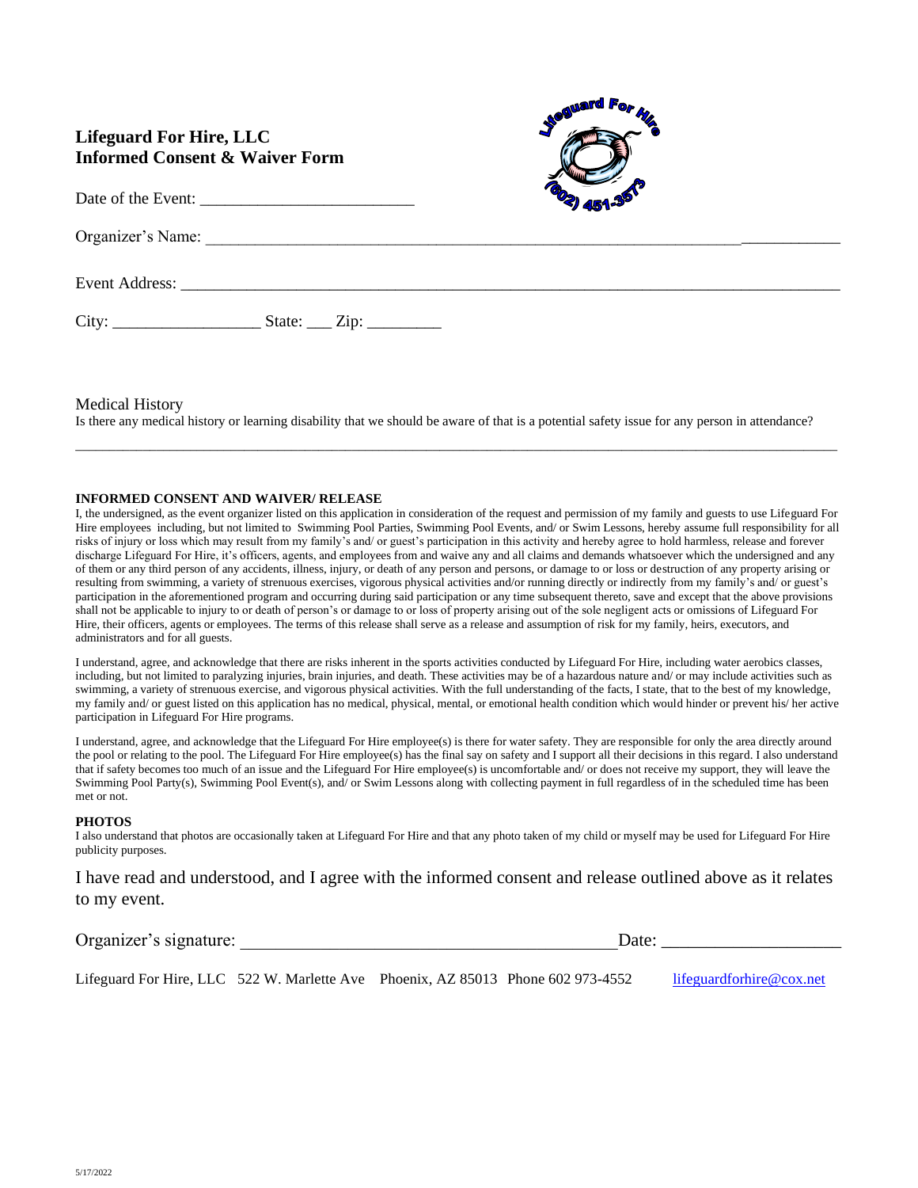**Lifeguard For Hire, LLC**
**Informed Consent & Waiver Form**

Date of the Event: ___________________________

Organizer's Name: ___________________________________________________________________________________

Event Address: _____________________________________________________________________________________

City: __________________ State: ___ Zip: _________

Medical History

Is there any medical history or learning disability that we should be aware of that is a potential safety issue for any person in attendance?

______________________________________________________________________________________________________

**INFORMED CONSENT AND WAIVER/ RELEASE**

I, the undersigned, as the event organizer listed on this application in consideration of the request and permission of my family and guests to use Lifeguard For Hire employees including, but not limited to Swimming Pool Parties, Swimming Pool Events, and/ or Swim Lessons, hereby assume full responsibility for all risks of injury or loss which may result from my family's and/ or guest's participation in this activity and hereby agree to hold harmless, release and forever discharge Lifeguard For Hire, it's officers, agents, and employees from and waive any and all claims and demands whatsoever which the undersigned and any of them or any third person of any accidents, illness, injury, or death of any person and persons, or damage to or loss or destruction of any property arising or resulting from swimming, a variety of strenuous exercises, vigorous physical activities and/or running directly or indirectly from my family's and/ or guest's participation in the aforementioned program and occurring during said participation or any time subsequent thereto, save and except that the above provisions shall not be applicable to injury to or death of person's or damage to or loss of property arising out of the sole negligent acts or omissions of Lifeguard For Hire, their officers, agents or employees. The terms of this release shall serve as a release and assumption of risk for my family, heirs, executors, and administrators and for all guests.

I understand, agree, and acknowledge that there are risks inherent in the sports activities conducted by Lifeguard For Hire, including water aerobics classes, including, but not limited to paralyzing injuries, brain injuries, and death. These activities may be of a hazardous nature and/ or may include activities such as swimming, a variety of strenuous exercise, and vigorous physical activities. With the full understanding of the facts, I state, that to the best of my knowledge, my family and/ or guest listed on this application has no medical, physical, mental, or emotional health condition which would hinder or prevent his/ her active participation in Lifeguard For Hire programs.

I understand, agree, and acknowledge that the Lifeguard For Hire employee(s) is there for water safety. They are responsible for only the area directly around the pool or relating to the pool. The Lifeguard For Hire employee(s) has the final say on safety and I support all their decisions in this regard. I also understand that if safety becomes too much of an issue and the Lifeguard For Hire employee(s) is uncomfortable and/ or does not receive my support, they will leave the Swimming Pool Party(s), Swimming Pool Event(s), and/ or Swim Lessons along with collecting payment in full regardless of in the scheduled time has been met or not.

**PHOTOS**

I also understand that photos are occasionally taken at Lifeguard For Hire and that any photo taken of my child or myself may be used for Lifeguard For Hire publicity purposes.

I have read and understood, and I agree with the informed consent and release outlined above as it relates to my event.

Organizer's signature: ____________________________________________ Date: ____________________

Lifeguard For Hire, LLC 522 W. Marlette Ave Phoenix, AZ 85013 Phone 602 973-4552 lifeguardforhire@cox.net

5/17/2022